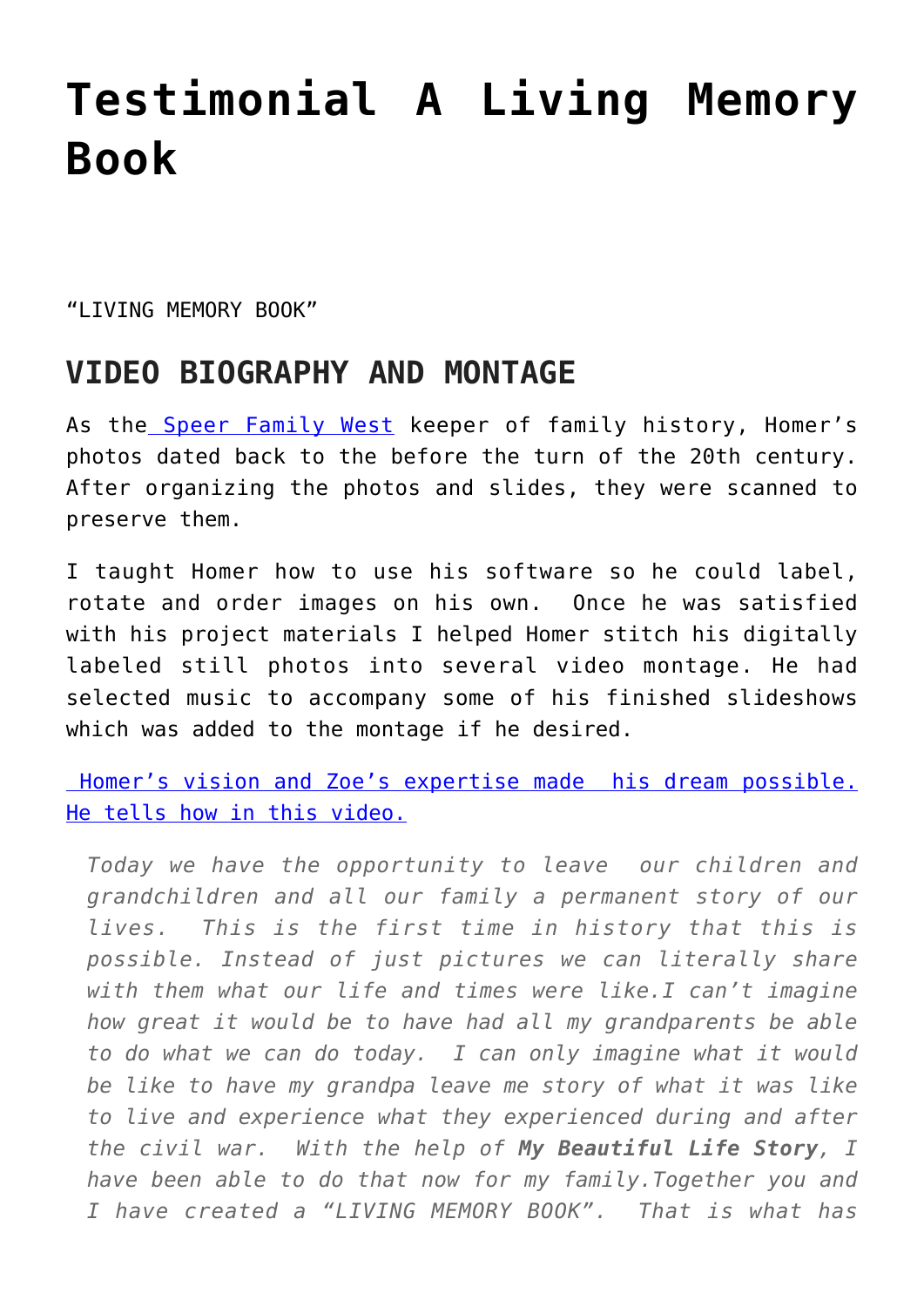# Testimonial A Living Memory Book

"LIVING MEMORY BOOK"

## VIDEO BIOGRAPHY AND MONTAGE

As the Speer Family West keeper of family history, Homer's photos dated back to the before the turn of the 20th century. After organizing the photos and slides, they were scanned to preserve them.

I taught Homer how to use his software so he could label, rotate and order images on his own. Once he was satisfied with his project materials I helped Homer stitch his digitally labeled still photos into several video montage. He had selected music to accompany some of his finished slideshows which was added to the montage if he desired.

Homer's vision and Zoe's expertise made his dream possible. He tells how in this video.

> *Today we have the opportunity to leave our children and grandchildren and all our family a permanent story of our lives. This is the first time in history that this is possible. Instead of just pictures we can literally share with them what our life and times were like.I can't imagine how great it would be to have had all my grandparents be able to do what we can do today. I can only imagine what it would be like to have my grandpa leave me story of what it was like to live and experience what they experienced during and after the civil war. With the help of **My Beautiful Life Story**, I have been able to do that now for my family.Together you and I have created a "LIVING MEMORY BOOK". That is what has*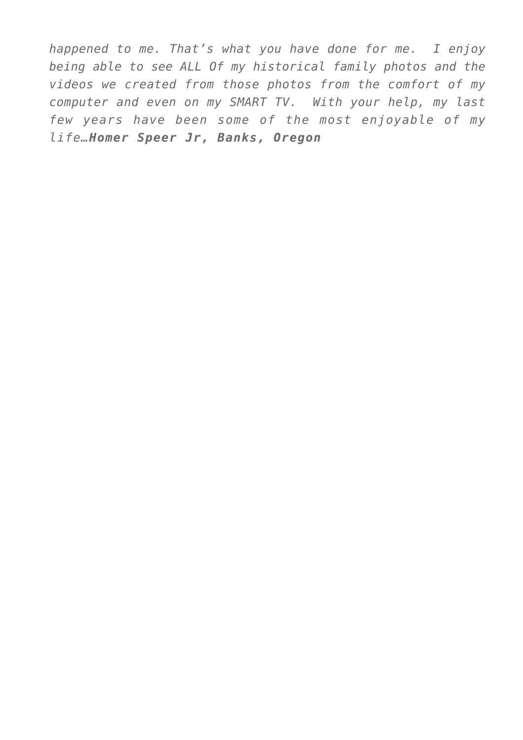*happened to me. That’s what you have done for me.  I enjoy being able to see ALL Of my historical family photos and the videos we created from those photos from the comfort of my computer and even on my SMART TV.  With your help, my last few years have been some of the most enjoyable of my life…**Homer Speer Jr, Banks, Oregon***